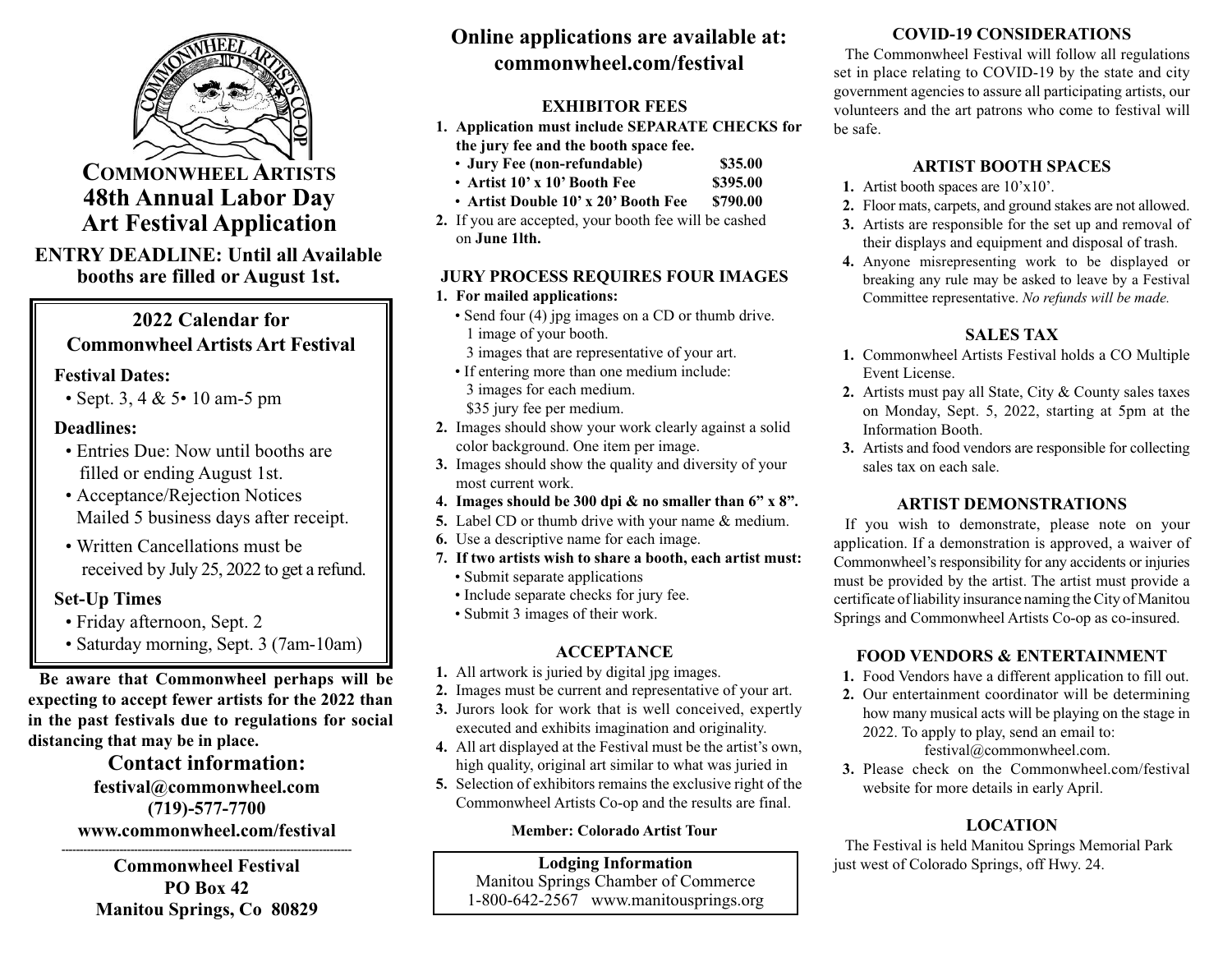# Commonwheel Artists 48th Annual Labor Day Art Festival Application

**ENTRY DEADLINE: Until all Available booths are filled or August 1st.**

## 2022 Calendar for Commonwheel Artists Art Festival

**Festival Dates:**

- Sept. 3, 4 & 5• 10 am-5 pm

**Deadlines:**

- Entries Due: Now until booths are filled or ending August 1st.
- Acceptance/Rejection Notices Mailed 5 business days after receipt.
- Written Cancellations must be received by July 25, 2022 to get a refund.

**Set-Up Times**

- Friday afternoon, Sept. 2
- Saturday morning, Sept. 3 (7am-10am)

**Be aware that Commonwheel perhaps will be expecting to accept fewer artists for the 2022 than in the past festivals due to regulations for social distancing that may be in place.**

## Contact information:

**festival@commonwheel.com**
**(719)-577-7700**
**www.commonwheel.com/festival**

---

**Commonwheel Festival**
**PO Box 42**
**Manitou Springs, Co 80829**

## Online applications are available at: commonwheel.com/festival

### EXHIBITOR FEES

1. **Application must include SEPARATE CHECKS for the jury fee and the booth space fee.**
   - **Jury Fee (non-refundable) $35.00**
   - **Artist 10' x 10' Booth Fee $395.00**
   - **Artist Double 10' x 20' Booth Fee $790.00**
2. If you are accepted, your booth fee will be cashed on **June 1lth.**

### JURY PROCESS REQUIRES FOUR IMAGES

1. **For mailed applications:**
   - Send four (4) jpg images on a CD or thumb drive.
     1 image of your booth.
     3 images that are representative of your art.
   - If entering more than one medium include:
     3 images for each medium.
     $35 jury fee per medium.
2. Images should show your work clearly against a solid color background. One item per image.
3. Images should show the quality and diversity of your most current work.
4. **Images should be 300 dpi & no smaller than 6" x 8".**
5. Label CD or thumb drive with your name & medium.
6. Use a descriptive name for each image.
7. **If two artists wish to share a booth, each artist must:**
   - Submit separate applications
   - Include separate checks for jury fee.
   - Submit 3 images of their work.

### ACCEPTANCE

1. All artwork is juried by digital jpg images.
2. Images must be current and representative of your art.
3. Jurors look for work that is well conceived, expertly executed and exhibits imagination and originality.
4. All art displayed at the Festival must be the artist's own, high quality, original art similar to what was juried in
5. Selection of exhibitors remains the exclusive right of the Commonwheel Artists Co-op and the results are final.

**Member: Colorado Artist Tour**

**Lodging Information**
Manitou Springs Chamber of Commerce
1-800-642-2567 www.manitousprings.org

### COVID-19 CONSIDERATIONS

The Commonwheel Festival will follow all regulations set in place relating to COVID-19 by the state and city government agencies to assure all participating artists, our volunteers and the art patrons who come to festival will be safe.

### ARTIST BOOTH SPACES

1. Artist booth spaces are 10'x10'.
2. Floor mats, carpets, and ground stakes are not allowed.
3. Artists are responsible for the set up and removal of their displays and equipment and disposal of trash.
4. Anyone misrepresenting work to be displayed or breaking any rule may be asked to leave by a Festival Committee representative. *No refunds will be made.*

### SALES TAX

1. Commonwheel Artists Festival holds a CO Multiple Event License.
2. Artists must pay all State, City & County sales taxes on Monday, Sept. 5, 2022, starting at 5pm at the Information Booth.
3. Artists and food vendors are responsible for collecting sales tax on each sale.

### ARTIST DEMONSTRATIONS

If you wish to demonstrate, please note on your application. If a demonstration is approved, a waiver of Commonwheel's responsibility for any accidents or injuries must be provided by the artist. The artist must provide a certificate of liability insurance naming the City of Manitou Springs and Commonwheel Artists Co-op as co-insured.

### FOOD VENDORS & ENTERTAINMENT

1. Food Vendors have a different application to fill out.
2. Our entertainment coordinator will be determining how many musical acts will be playing on the stage in 2022. To apply to play, send an email to: festival@commonwheel.com.
3. Please check on the Commonwheel.com/festival website for more details in early April.

### LOCATION

The Festival is held Manitou Springs Memorial Park just west of Colorado Springs, off Hwy. 24.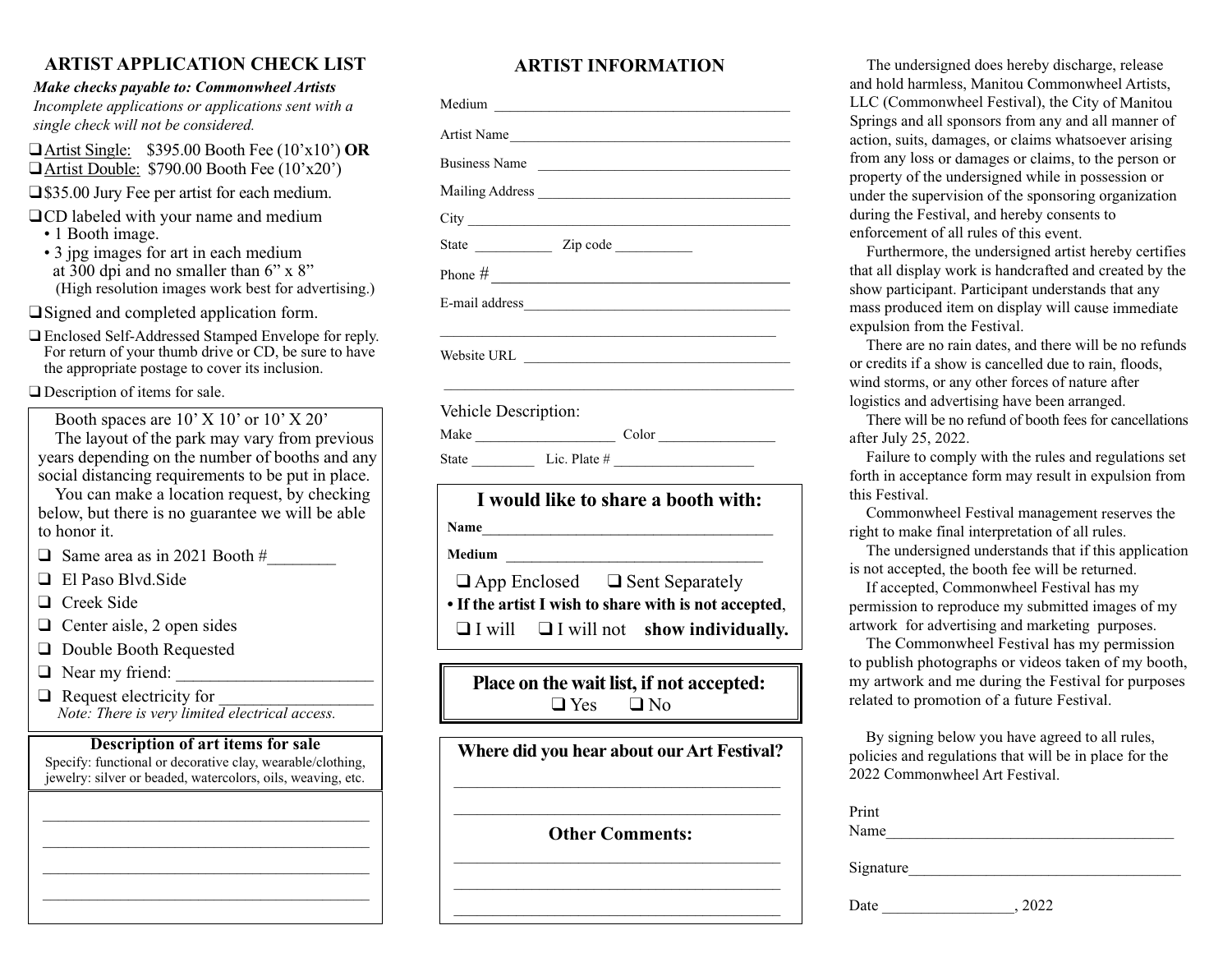## ARTIST APPLICATION CHECK LIST

***Make checks payable to: Commonwheel Artists***

*Incomplete applications or applications sent with a single check will not be considered.*

- ❑ Artist Single: $395.00 Booth Fee (10'x10') **OR**
- ❑ Artist Double: $790.00 Booth Fee (10'x20')
- ❑ $35.00 Jury Fee per artist for each medium.
- ❑ CD labeled with your name and medium
  - 1 Booth image.
  - 3 jpg images for art in each medium at 300 dpi and no smaller than 6" x 8" (High resolution images work best for advertising.)
- ❑ Signed and completed application form.
- ❑ Enclosed Self-Addressed Stamped Envelope for reply. For return of your thumb drive or CD, be sure to have the appropriate postage to cover its inclusion.
- ❑ Description of items for sale.

Booth spaces are 10' X 10' or 10' X 20'

The layout of the park may vary from previous years depending on the number of booths and any social distancing requirements to be put in place.

You can make a location request, by checking below, but there is no guarantee we will be able to honor it.

- ❑ Same area as in 2021 Booth #________
- ❑ El Paso Blvd.Side
- ❑ Creek Side
- ❑ Center aisle, 2 open sides
- ❑ Double Booth Requested
- ❑ Near my friend: ______________________
- ❑ Request electricity for _________________

*Note: There is very limited electrical access.*

**Description of art items for sale**

Specify: functional or decorative clay, wearable/clothing, jewelry: silver or beaded, watercolors, oils, weaving, etc.

_________________________________________

_________________________________________

_________________________________________

_________________________________________

## ARTIST INFORMATION

Medium ________________________________________

Artist Name_____________________________________

Business Name __________________________________

Mailing Address _________________________________

City ___________________________________________

State __________ Zip code __________

Phone # ________________________________________

E-mail address___________________________________

_______________________________________________

Website URL ____________________________________

_______________________________________________

Vehicle Description:

Make __________________ Color _______________

State ________ Lic. Plate # ___________________

**I would like to share a booth with:**

**Name**______________________________________

**Medium** ____________________________________

❑ App Enclosed ❑ Sent Separately

**• If the artist I wish to share with is not accepted**,

❑ I will ❑ I will not **show individually.**

**Place on the wait list, if not accepted:**

❑ Yes ❑ No

**Where did you hear about our Art Festival?**

_________________________________________

_________________________________________

**Other Comments:**

_________________________________________

_________________________________________

_________________________________________

The undersigned does hereby discharge, release and hold harmless, Manitou Commonwheel Artists, LLC (Commonwheel Festival), the City of Manitou Springs and all sponsors from any and all manner of action, suits, damages, or claims whatsoever arising from any loss or damages or claims, to the person or property of the undersigned while in possession or under the supervision of the sponsoring organization during the Festival, and hereby consents to enforcement of all rules of this event.

Furthermore, the undersigned artist hereby certifies that all display work is handcrafted and created by the show participant. Participant understands that any mass produced item on display will cause immediate expulsion from the Festival.

There are no rain dates, and there will be no refunds or credits if a show is cancelled due to rain, floods, wind storms, or any other forces of nature after logistics and advertising have been arranged.

There will be no refund of booth fees for cancellations after July 25, 2022.

Failure to comply with the rules and regulations set forth in acceptance form may result in expulsion from this Festival.

Commonwheel Festival management reserves the right to make final interpretation of all rules.

The undersigned understands that if this application is not accepted, the booth fee will be returned.

If accepted, Commonwheel Festival has my permission to reproduce my submitted images of my artwork for advertising and marketing purposes.

The Commonwheel Festival has my permission to publish photographs or videos taken of my booth, my artwork and me during the Festival for purposes related to promotion of a future Festival.

By signing below you have agreed to all rules, policies and regulations that will be in place for the 2022 Commonwheel Art Festival.

Print Name_____________________________________

Signature______________________________________

Date _________________, 2022